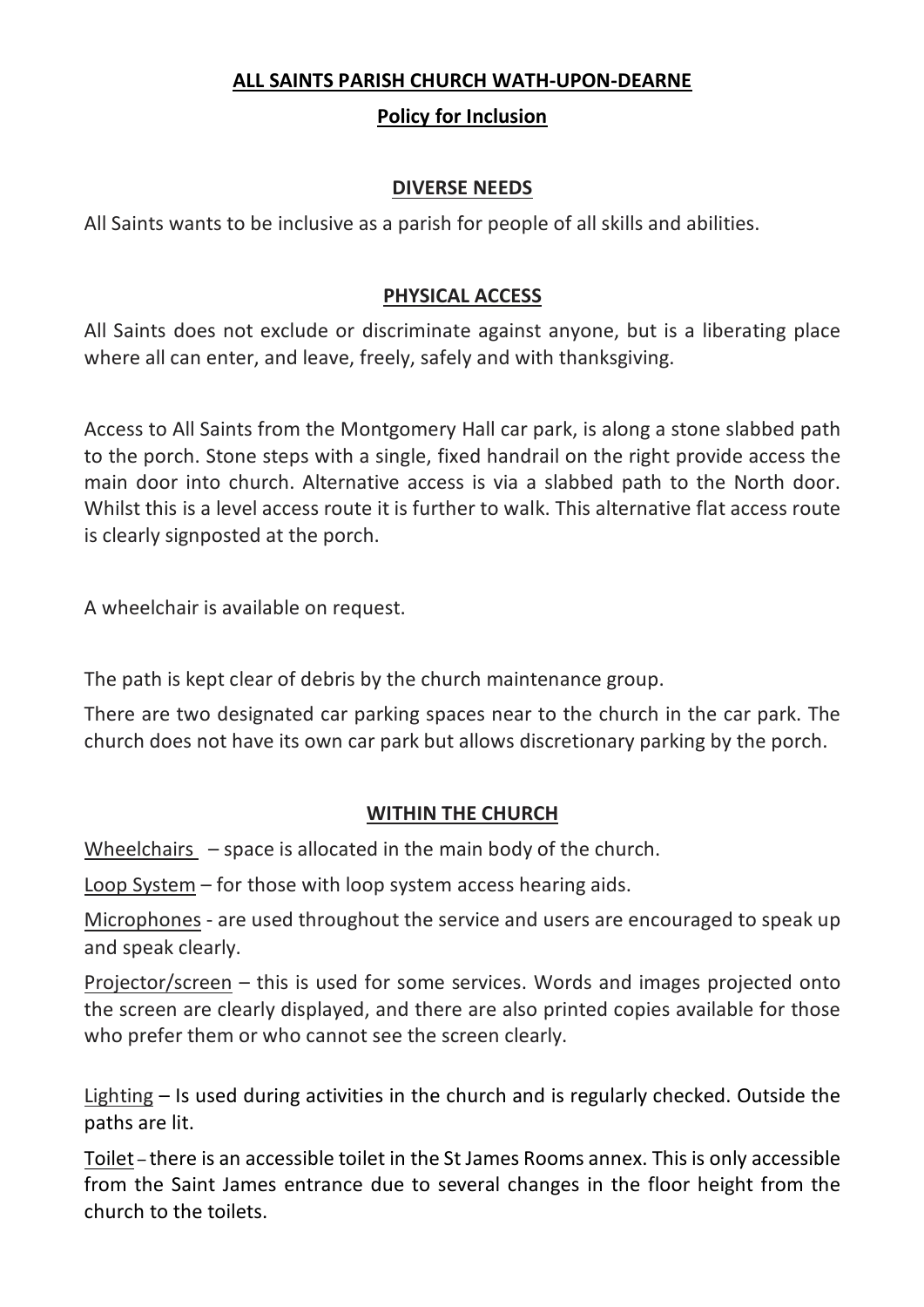# ALL SAINTS PARISH CHURCH WATH-UPON-DEARNE

## Policy for Inclusion

### DIVERSE NEEDS

All Saints wants to be inclusive as a parish for people of all skills and abilities.

### PHYSICAL ACCESS

All Saints does not exclude or discriminate against anyone, but is a liberating place where all can enter, and leave, freely, safely and with thanksgiving.

Access to All Saints from the Montgomery Hall car park, is along a stone slabbed path to the porch. Stone steps with a single, fixed handrail on the right provide access the main door into church. Alternative access is via a slabbed path to the North door. Whilst this is a level access route it is further to walk. This alternative flat access route is clearly signposted at the porch.

A wheelchair is available on request.

The path is kept clear of debris by the church maintenance group.

There are two designated car parking spaces near to the church in the car park. The church does not have its own car park but allows discretionary parking by the porch.

### WITHIN THE CHURCH

Wheelchairs – space is allocated in the main body of the church.

Loop System – for those with loop system access hearing aids.

Microphones - are used throughout the service and users are encouraged to speak up and speak clearly.

Projector/screen – this is used for some services. Words and images projected onto the screen are clearly displayed, and there are also printed copies available for those who prefer them or who cannot see the screen clearly.

Lighting – Is used during activities in the church and is regularly checked. Outside the paths are lit.

Toilet – there is an accessible toilet in the St James Rooms annex. This is only accessible from the Saint James entrance due to several changes in the floor height from the church to the toilets.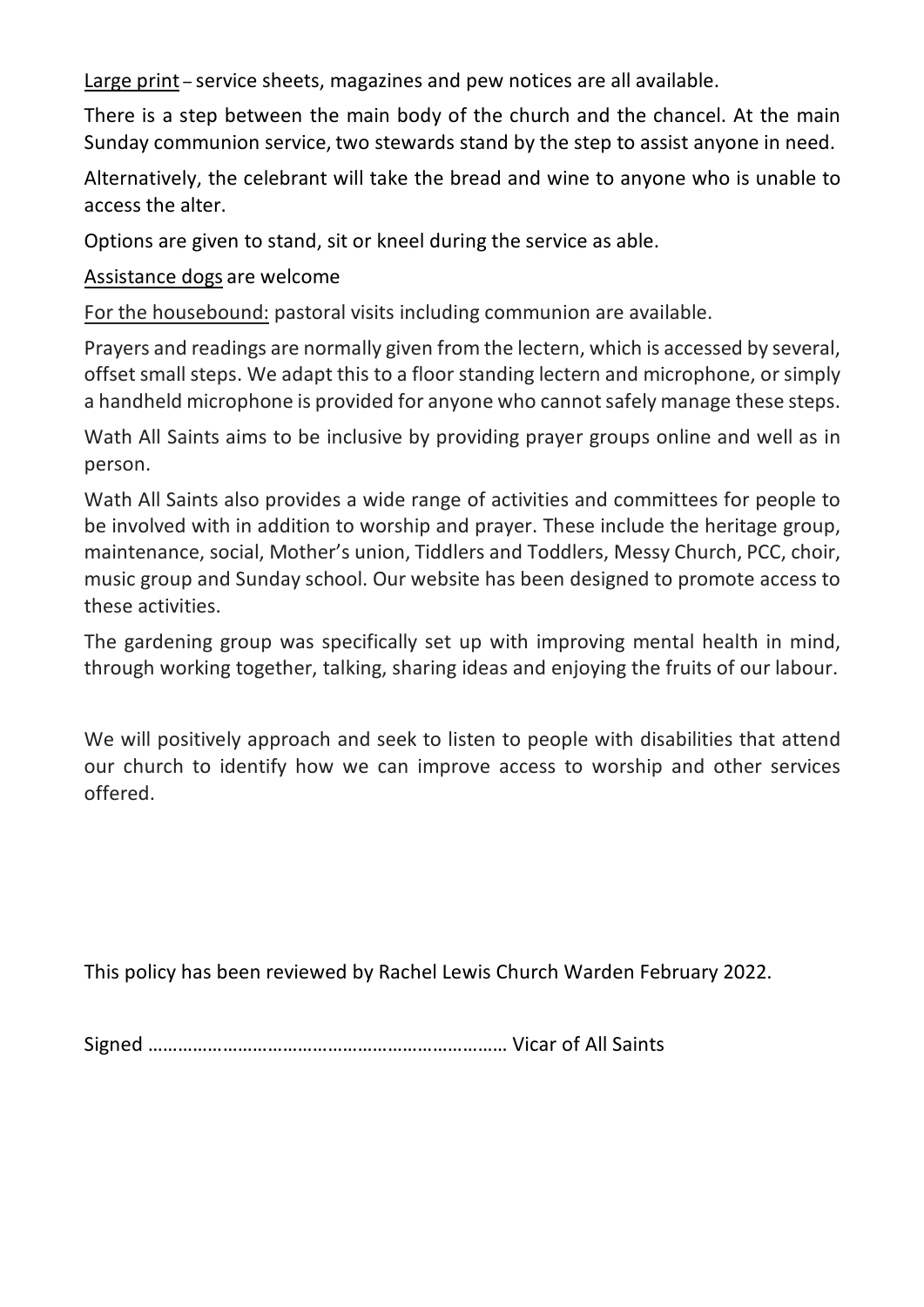Large print – service sheets, magazines and pew notices are all available.

There is a step between the main body of the church and the chancel. At the main Sunday communion service, two stewards stand by the step to assist anyone in need.

Alternatively, the celebrant will take the bread and wine to anyone who is unable to access the alter.

Options are given to stand, sit or kneel during the service as able.

Assistance dogs are welcome

For the housebound: pastoral visits including communion are available.

Prayers and readings are normally given from the lectern, which is accessed by several, offset small steps. We adapt this to a floor standing lectern and microphone, or simply a handheld microphone is provided for anyone who cannot safely manage these steps.

Wath All Saints aims to be inclusive by providing prayer groups online and well as in person.

Wath All Saints also provides a wide range of activities and committees for people to be involved with in addition to worship and prayer. These include the heritage group, maintenance, social, Mother's union, Tiddlers and Toddlers, Messy Church, PCC, choir, music group and Sunday school. Our website has been designed to promote access to these activities.

The gardening group was specifically set up with improving mental health in mind, through working together, talking, sharing ideas and enjoying the fruits of our labour.

We will positively approach and seek to listen to people with disabilities that attend our church to identify how we can improve access to worship and other services offered.

This policy has been reviewed by Rachel Lewis Church Warden February 2022.

Signed ………………………………………………………………… Vicar of All Saints